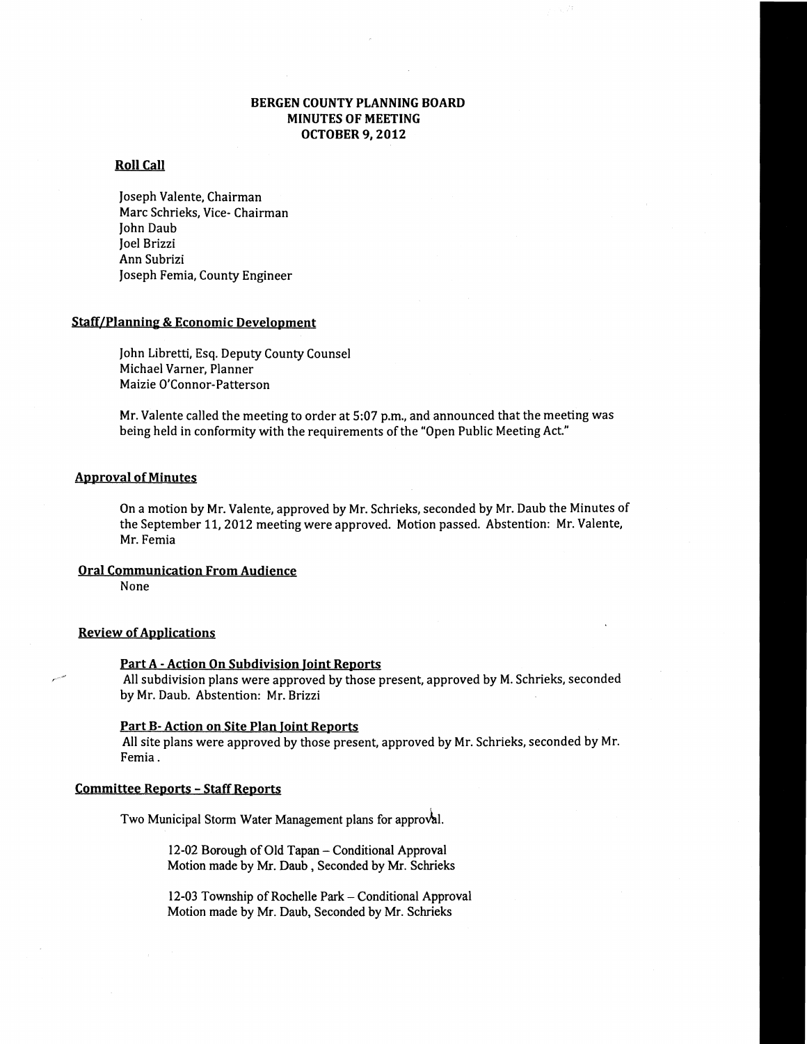# BERGEN COUNTY PLANNING BOARD
# MINUTES OF MEETING
# OCTOBER 9, 2012

## Roll Call

Joseph Valente, Chairman
Marc Schrieks, Vice- Chairman
John Daub
Joel Brizzi
Ann Subrizi
Joseph Femia, County Engineer

## Staff/Planning & Economic Development

John Libretti, Esq. Deputy County Counsel
Michael Varner, Planner
Maizie O'Connor-Patterson

Mr. Valente called the meeting to order at 5:07 p.m., and announced that the meeting was being held in conformity with the requirements of the "Open Public Meeting Act."

## Approval of Minutes

On a motion by Mr. Valente, approved by Mr. Schrieks, seconded by Mr. Daub the Minutes of the September 11, 2012 meeting were approved. Motion passed. Abstention: Mr. Valente, Mr. Femia

## Oral Communication From Audience

None

## Review of Applications

### Part A - Action On Subdivision Joint Reports

All subdivision plans were approved by those present, approved by M. Schrieks, seconded by Mr. Daub. Abstention: Mr. Brizzi

### Part B- Action on Site Plan Joint Reports

All site plans were approved by those present, approved by Mr. Schrieks, seconded by Mr. Femia .

## Committee Reports - Staff Reports

Two Municipal Storm Water Management plans for approval.

12-02 Borough of Old Tapan – Conditional Approval
Motion made by Mr. Daub , Seconded by Mr. Schrieks

12-03 Township of Rochelle Park – Conditional Approval
Motion made by Mr. Daub, Seconded by Mr. Schrieks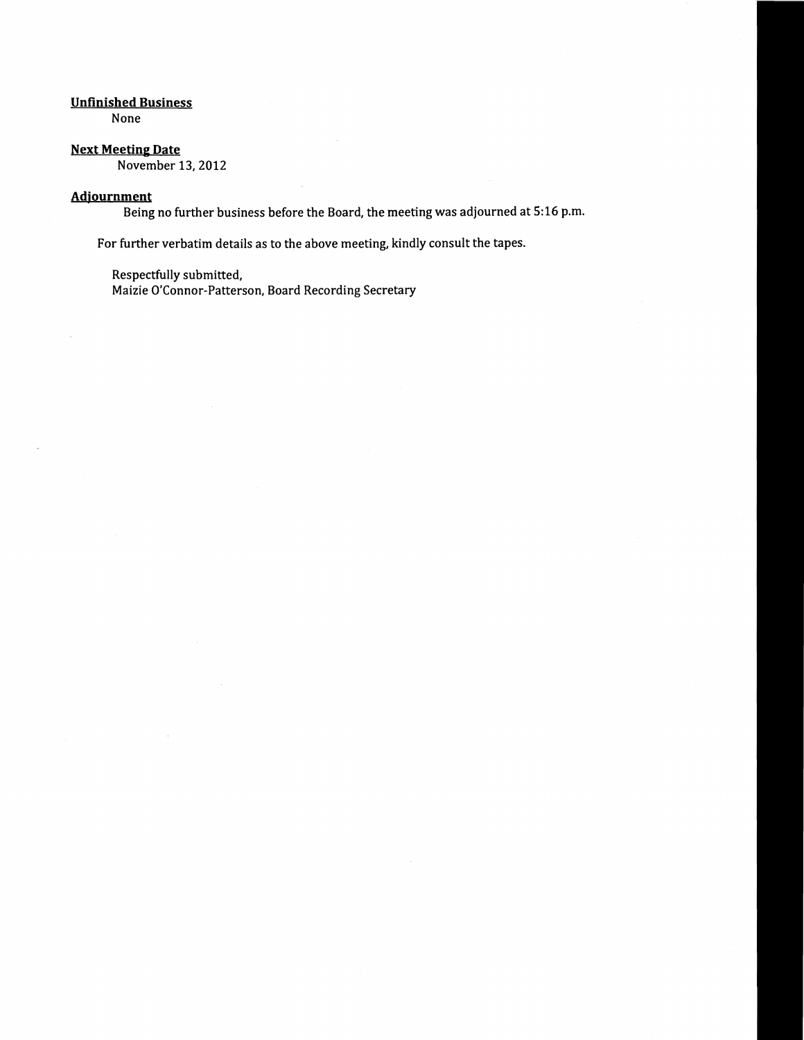**Unfinished Business**

None

**Next Meeting Date**

November 13, 2012

**Adjournment**

Being no further business before the Board, the meeting was adjourned at 5:16 p.m.

For further verbatim details as to the above meeting, kindly consult the tapes.

Respectfully submitted,
Maizie O'Connor-Patterson, Board Recording Secretary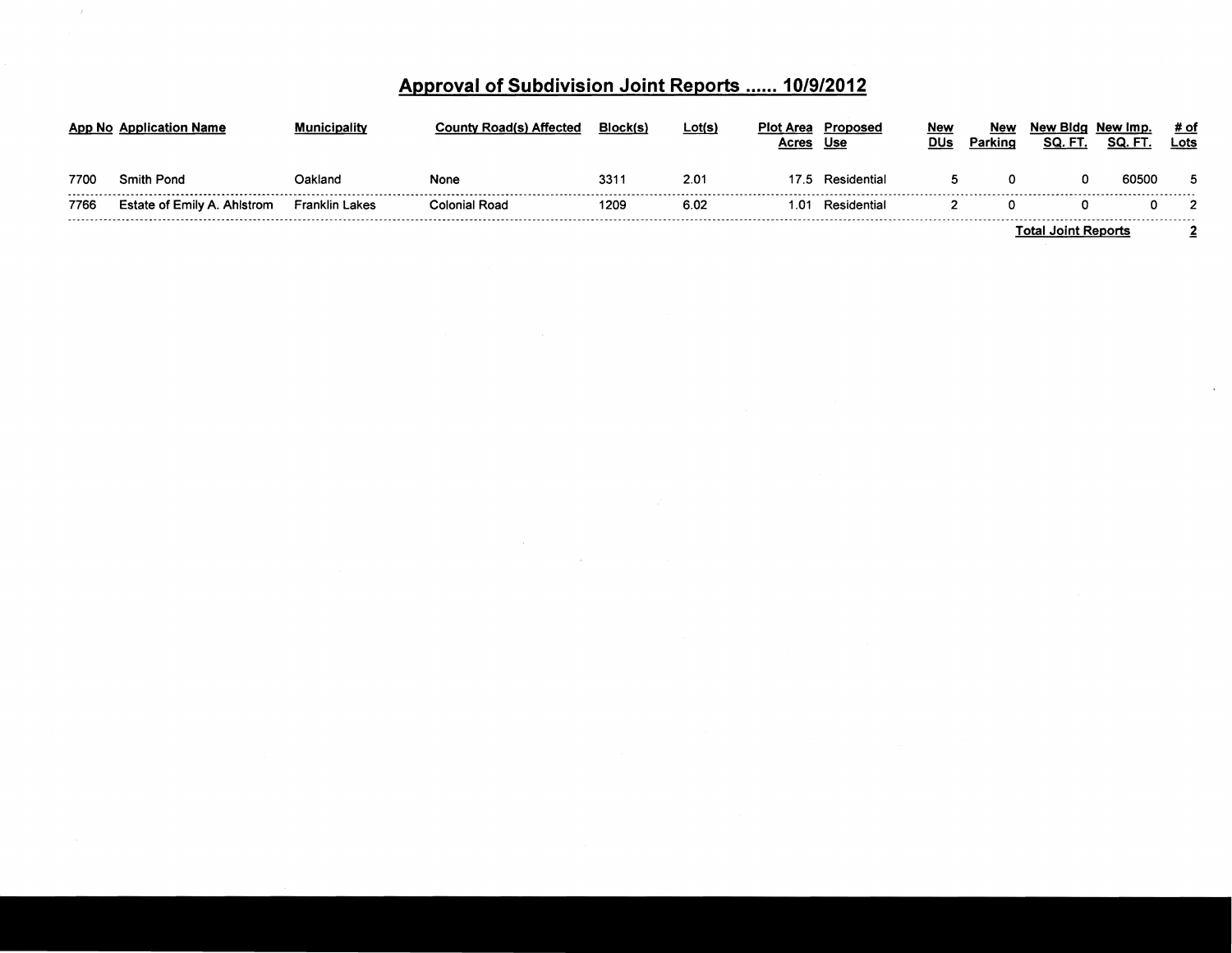# Approval of Subdivision Joint Reports ...... 10/9/2012

| App No | Application Name | Municipality | County Road(s) Affected | Block(s) | Lot(s) | Plot Area Acres | Proposed Use | New DUs | New Parking | New Bldg SQ. FT. | New Imp. SQ. FT. | # of Lots |
|---|---|---|---|---|---|---|---|---|---|---|---|---|
| 7700 | Smith Pond | Oakland | None | 3311 | 2.01 | 17.5 | Residential | 5 | 0 | 0 | 60500 | 5 |
| 7766 | Estate of Emily A. Ahlstrom | Franklin Lakes | Colonial Road | 1209 | 6.02 | 1.01 | Residential | 2 | 0 | 0 | 0 | 2 |
| | | | | | | | | | | **Total Joint Reports** | | **2** |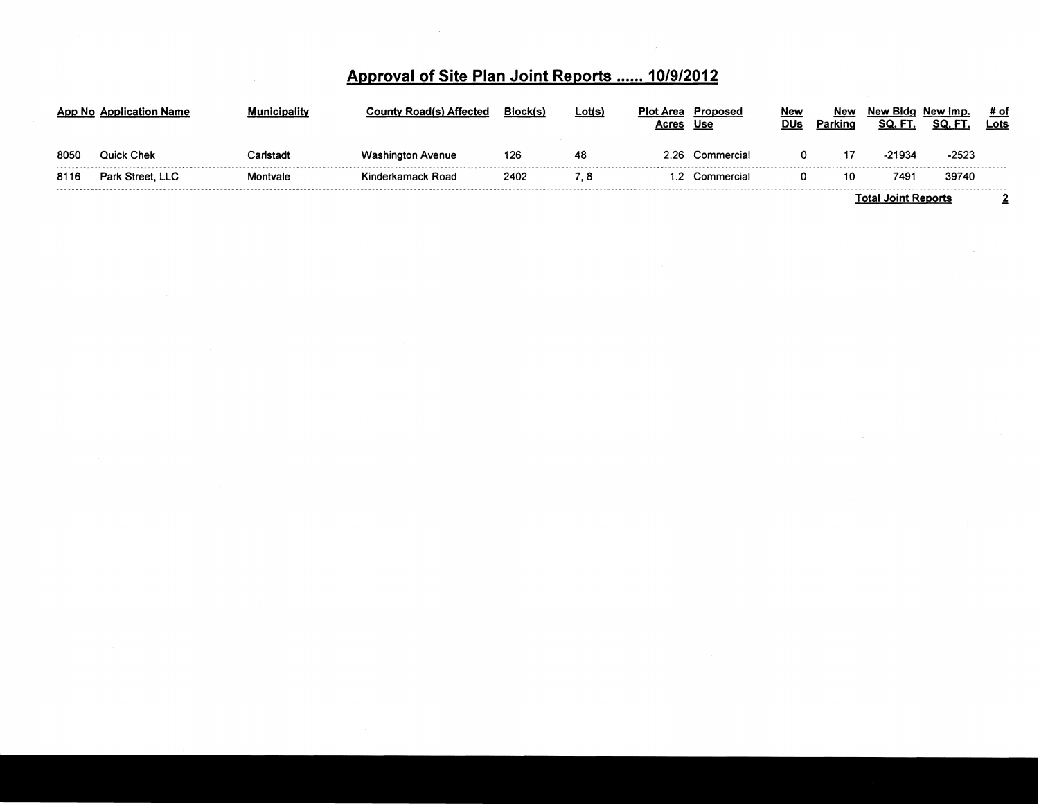# Approval of Site Plan Joint Reports ...... 10/9/2012

| App No | Application Name | Municipality | County Road(s) Affected | Block(s) | Lot(s) | Plot Area Acres | Proposed Use | New DUs | New Parking | New Bldg SQ. FT. | New Imp. SQ. FT. | # of Lots |
|---|---|---|---|---|---|---|---|---|---|---|---|---|
| 8050 | Quick Chek | Carlstadt | Washington Avenue | 126 | 48 | 2.26 | Commercial | 0 | 17 | -21934 | -2523 | |
| 8116 | Park Street, LLC | Montvale | Kinderkamack Road | 2402 | 7, 8 | 1.2 | Commercial | 0 | 10 | 7491 | 39740 | |
| | | | | | | | | | | **Total Joint Reports** | | **2** |